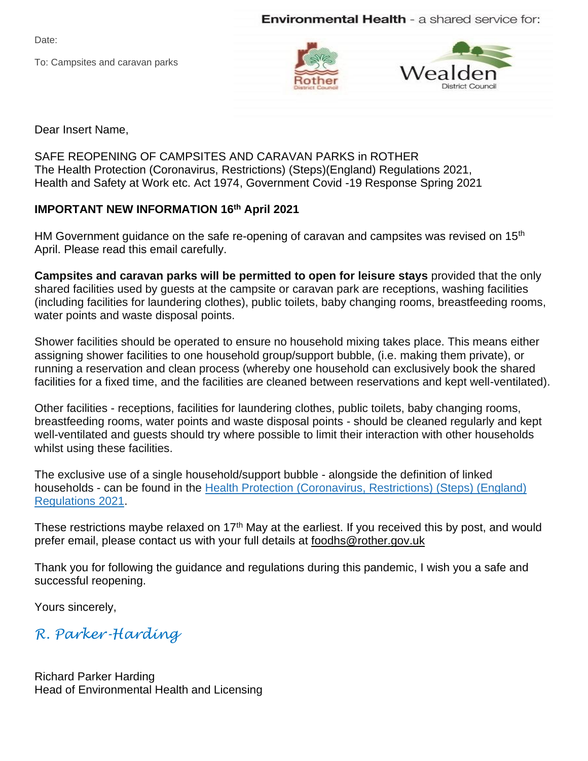Environmental Health - a shared service for:

Rother District Council | Wealden District Council

Date:

To: Campsites and caravan parks

Dear Insert Name,

SAFE REOPENING OF CAMPSITES AND CARAVAN PARKS in ROTHER
The Health Protection (Coronavirus, Restrictions) (Steps)(England) Regulations 2021,
Health and Safety at Work etc. Act 1974, Government Covid -19 Response Spring 2021

**IMPORTANT NEW INFORMATION 16th April 2021**

HM Government guidance on the safe re-opening of caravan and campsites was revised on 15th April. Please read this email carefully.

**Campsites and caravan parks will be permitted to open for leisure stays** provided that the only shared facilities used by guests at the campsite or caravan park are receptions, washing facilities (including facilities for laundering clothes), public toilets, baby changing rooms, breastfeeding rooms, water points and waste disposal points.

Shower facilities should be operated to ensure no household mixing takes place. This means either assigning shower facilities to one household group/support bubble, (i.e. making them private), or running a reservation and clean process (whereby one household can exclusively book the shared facilities for a fixed time, and the facilities are cleaned between reservations and kept well-ventilated).

Other facilities - receptions, facilities for laundering clothes, public toilets, baby changing rooms, breastfeeding rooms, water points and waste disposal points - should be cleaned regularly and kept well-ventilated and guests should try where possible to limit their interaction with other households whilst using these facilities.

The exclusive use of a single household/support bubble - alongside the definition of linked households - can be found in the Health Protection (Coronavirus, Restrictions) (Steps) (England) Regulations 2021.

These restrictions maybe relaxed on 17th May at the earliest. If you received this by post, and would prefer email, please contact us with your full details at foodhs@rother.gov.uk

Thank you for following the guidance and regulations during this pandemic, I wish you a safe and successful reopening.

Yours sincerely,

*R. Parker-Harding*

Richard Parker Harding
Head of Environmental Health and Licensing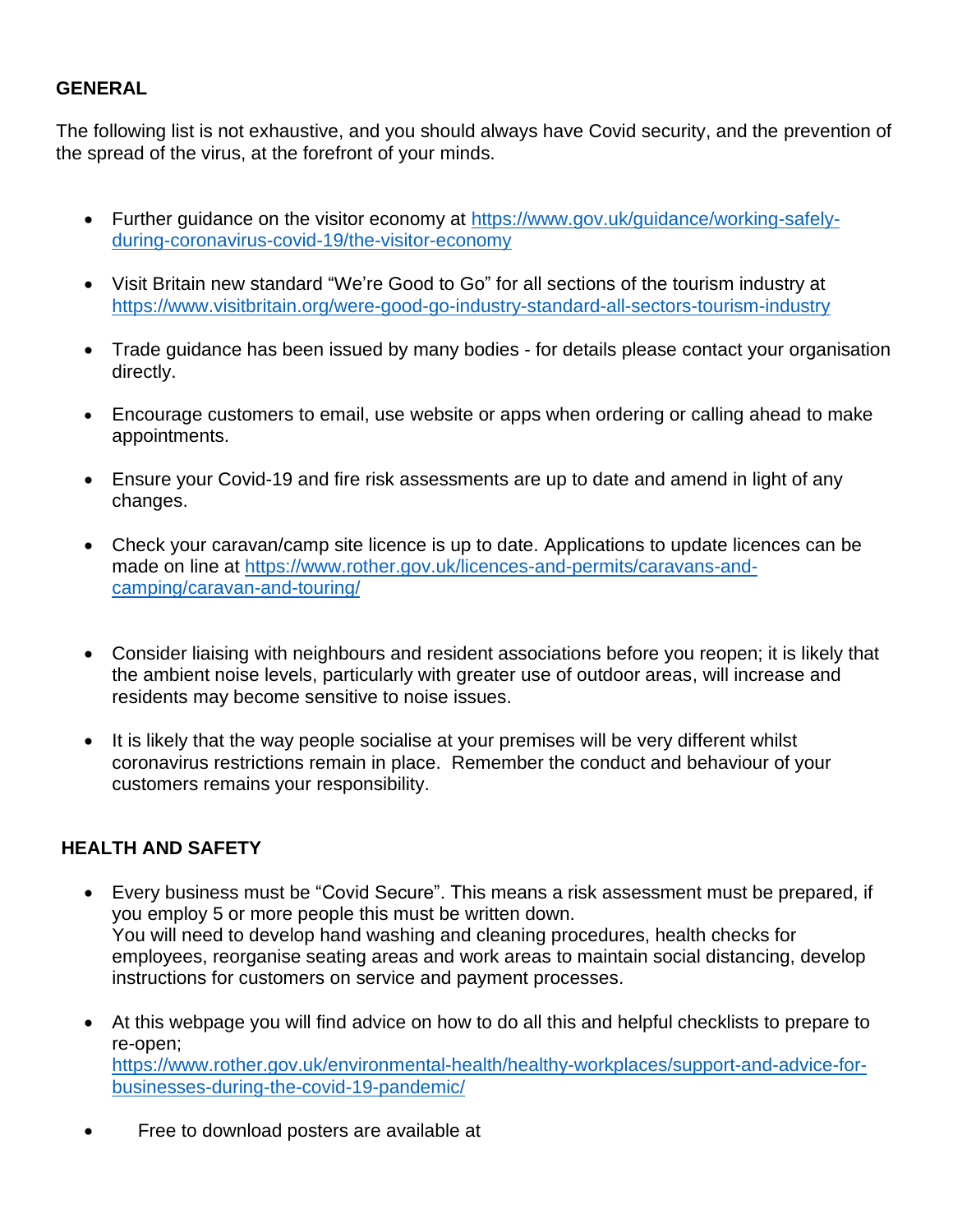## GENERAL

The following list is not exhaustive, and you should always have Covid security, and the prevention of the spread of the virus, at the forefront of your minds.

- Further guidance on the visitor economy at [https://www.gov.uk/guidance/working-safely-during-coronavirus-covid-19/the-visitor-economy](https://www.gov.uk/guidance/working-safely-during-coronavirus-covid-19/the-visitor-economy)

- Visit Britain new standard "We're Good to Go" for all sections of the tourism industry at [https://www.visitbritain.org/were-good-go-industry-standard-all-sectors-tourism-industry](https://www.visitbritain.org/were-good-go-industry-standard-all-sectors-tourism-industry)

- Trade guidance has been issued by many bodies - for details please contact your organisation directly.

- Encourage customers to email, use website or apps when ordering or calling ahead to make appointments.

- Ensure your Covid-19 and fire risk assessments are up to date and amend in light of any changes.

- Check your caravan/camp site licence is up to date. Applications to update licences can be made on line at [https://www.rother.gov.uk/licences-and-permits/caravans-and-camping/caravan-and-touring/](https://www.rother.gov.uk/licences-and-permits/caravans-and-camping/caravan-and-touring/)

- Consider liaising with neighbours and resident associations before you reopen; it is likely that the ambient noise levels, particularly with greater use of outdoor areas, will increase and residents may become sensitive to noise issues.

- It is likely that the way people socialise at your premises will be very different whilst coronavirus restrictions remain in place. Remember the conduct and behaviour of your customers remains your responsibility.

## HEALTH AND SAFETY

- Every business must be "Covid Secure". This means a risk assessment must be prepared, if you employ 5 or more people this must be written down.
  You will need to develop hand washing and cleaning procedures, health checks for employees, reorganise seating areas and work areas to maintain social distancing, develop instructions for customers on service and payment processes.

- At this webpage you will find advice on how to do all this and helpful checklists to prepare to re-open;
  [https://www.rother.gov.uk/environmental-health/healthy-workplaces/support-and-advice-for-businesses-during-the-covid-19-pandemic/](https://www.rother.gov.uk/environmental-health/healthy-workplaces/support-and-advice-for-businesses-during-the-covid-19-pandemic/)

- Free to download posters are available at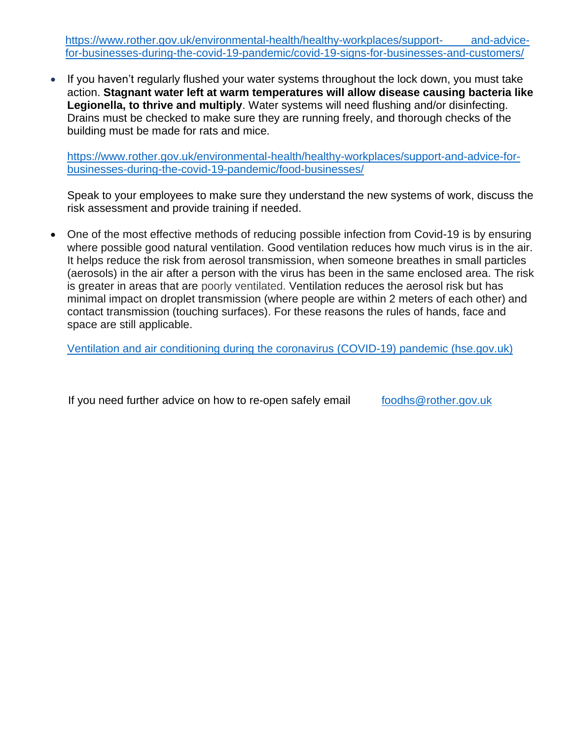https://www.rother.gov.uk/environmental-health/healthy-workplaces/support-and-advice-for-businesses-during-the-covid-19-pandemic/covid-19-signs-for-businesses-and-customers/

- If you haven't regularly flushed your water systems throughout the lock down, you must take action. **Stagnant water left at warm temperatures will allow disease causing bacteria like Legionella, to thrive and multiply**. Water systems will need flushing and/or disinfecting. Drains must be checked to make sure they are running freely, and thorough checks of the building must be made for rats and mice.

  https://www.rother.gov.uk/environmental-health/healthy-workplaces/support-and-advice-for-businesses-during-the-covid-19-pandemic/food-businesses/

  Speak to your employees to make sure they understand the new systems of work, discuss the risk assessment and provide training if needed.

- One of the most effective methods of reducing possible infection from Covid-19 is by ensuring where possible good natural ventilation. Good ventilation reduces how much virus is in the air. It helps reduce the risk from aerosol transmission, when someone breathes in small particles (aerosols) in the air after a person with the virus has been in the same enclosed area. The risk is greater in areas that are poorly ventilated. Ventilation reduces the aerosol risk but has minimal impact on droplet transmission (where people are within 2 meters of each other) and contact transmission (touching surfaces). For these reasons the rules of hands, face and space are still applicable.

  Ventilation and air conditioning during the coronavirus (COVID-19) pandemic (hse.gov.uk)

If you need further advice on how to re-open safely email foodhs@rother.gov.uk